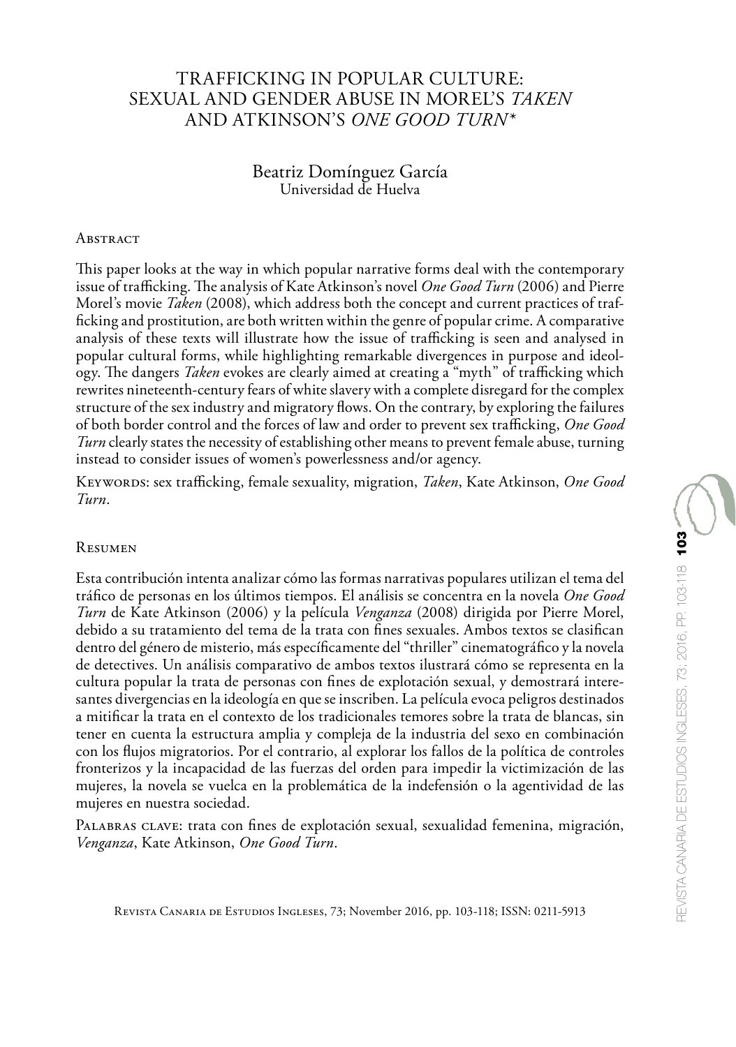# TRAFFICKING IN POPULAR CULTURE: SEXUAL AND GENDER ABUSE IN MOREL'S *TAKEN* AND ATKINSON'S *ONE GOOD TURN*\*

Beatriz Domínguez García
Universidad de Huelva

## Abstract

This paper looks at the way in which popular narrative forms deal with the contemporary issue of trafficking. The analysis of Kate Atkinson's novel *One Good Turn* (2006) and Pierre Morel's movie *Taken* (2008), which address both the concept and current practices of trafficking and prostitution, are both written within the genre of popular crime. A comparative analysis of these texts will illustrate how the issue of trafficking is seen and analysed in popular cultural forms, while highlighting remarkable divergences in purpose and ideology. The dangers *Taken* evokes are clearly aimed at creating a "myth" of trafficking which rewrites nineteenth-century fears of white slavery with a complete disregard for the complex structure of the sex industry and migratory flows. On the contrary, by exploring the failures of both border control and the forces of law and order to prevent sex trafficking, *One Good Turn* clearly states the necessity of establishing other means to prevent female abuse, turning instead to consider issues of women's powerlessness and/or agency.

Keywords: sex trafficking, female sexuality, migration, *Taken*, Kate Atkinson, *One Good Turn*.

## Resumen

Esta contribución intenta analizar cómo las formas narrativas populares utilizan el tema del tráfico de personas en los últimos tiempos. El análisis se concentra en la novela *One Good Turn* de Kate Atkinson (2006) y la película *Venganza* (2008) dirigida por Pierre Morel, debido a su tratamiento del tema de la trata con fines sexuales. Ambos textos se clasifican dentro del género de misterio, más específicamente del "thriller" cinematográfico y la novela de detectives. Un análisis comparativo de ambos textos ilustrará cómo se representa en la cultura popular la trata de personas con fines de explotación sexual, y demostrará interesantes divergencias en la ideología en que se inscriben. La película evoca peligros destinados a mitificar la trata en el contexto de los tradicionales temores sobre la trata de blancas, sin tener en cuenta la estructura amplia y compleja de la industria del sexo en combinación con los flujos migratorios. Por el contrario, al explorar los fallos de la política de controles fronterizos y la incapacidad de las fuerzas del orden para impedir la victimización de las mujeres, la novela se vuelca en la problemática de la indefensión o la agentividad de las mujeres en nuestra sociedad.

Palabras clave: trata con fines de explotación sexual, sexualidad femenina, migración, *Venganza*, Kate Atkinson, *One Good Turn*.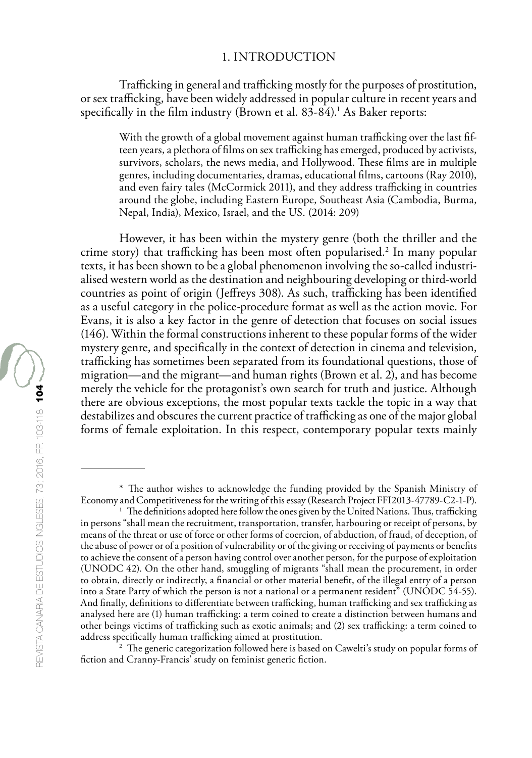## 1. INTRODUCTION

Trafficking in general and trafficking mostly for the purposes of prostitution, or sex trafficking, have been widely addressed in popular culture in recent years and specifically in the film industry (Brown et al. 83-84).[1] As Baker reports:

> With the growth of a global movement against human trafficking over the last fifteen years, a plethora of films on sex trafficking has emerged, produced by activists, survivors, scholars, the news media, and Hollywood. These films are in multiple genres, including documentaries, dramas, educational films, cartoons (Ray 2010), and even fairy tales (McCormick 2011), and they address trafficking in countries around the globe, including Eastern Europe, Southeast Asia (Cambodia, Burma, Nepal, India), Mexico, Israel, and the US. (2014: 209)

However, it has been within the mystery genre (both the thriller and the crime story) that trafficking has been most often popularised.[2] In many popular texts, it has been shown to be a global phenomenon involving the so-called industrialised western world as the destination and neighbouring developing or third-world countries as point of origin (Jeffreys 308). As such, trafficking has been identified as a useful category in the police-procedure format as well as the action movie. For Evans, it is also a key factor in the genre of detection that focuses on social issues (146). Within the formal constructions inherent to these popular forms of the wider mystery genre, and specifically in the context of detection in cinema and television, trafficking has sometimes been separated from its foundational questions, those of migration—and the migrant—and human rights (Brown et al. 2), and has become merely the vehicle for the protagonist's own search for truth and justice. Although there are obvious exceptions, the most popular texts tackle the topic in a way that destabilizes and obscures the current practice of trafficking as one of the major global forms of female exploitation. In this respect, contemporary popular texts mainly

---

\* The author wishes to acknowledge the funding provided by the Spanish Ministry of Economy and Competitiveness for the writing of this essay (Research Project FFI2013-47789-C2-1-P).

[1] The definitions adopted here follow the ones given by the United Nations. Thus, trafficking in persons "shall mean the recruitment, transportation, transfer, harbouring or receipt of persons, by means of the threat or use of force or other forms of coercion, of abduction, of fraud, of deception, of the abuse of power or of a position of vulnerability or of the giving or receiving of payments or benefits to achieve the consent of a person having control over another person, for the purpose of exploitation (UNODC 42). On the other hand, smuggling of migrants "shall mean the procurement, in order to obtain, directly or indirectly, a financial or other material benefit, of the illegal entry of a person into a State Party of which the person is not a national or a permanent resident" (UNODC 54-55). And finally, definitions to differentiate between trafficking, human trafficking and sex trafficking as analysed here are (1) human trafficking: a term coined to create a distinction between humans and other beings victims of trafficking such as exotic animals; and (2) sex trafficking: a term coined to address specifically human trafficking aimed at prostitution.

[2] The generic categorization followed here is based on Cawelti's study on popular forms of fiction and Cranny-Francis' study on feminist generic fiction.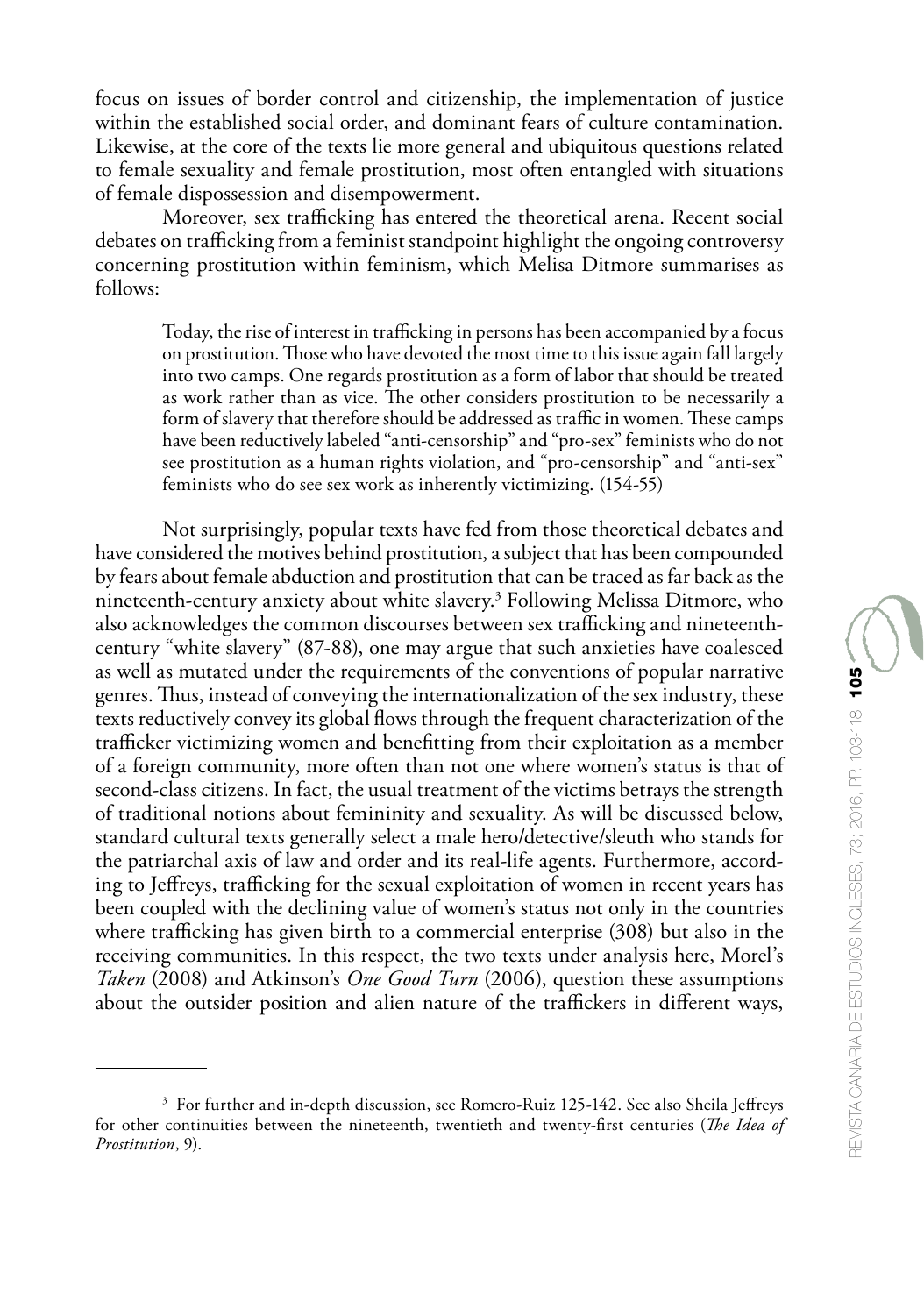focus on issues of border control and citizenship, the implementation of justice within the established social order, and dominant fears of culture contamination. Likewise, at the core of the texts lie more general and ubiquitous questions related to female sexuality and female prostitution, most often entangled with situations of female dispossession and disempowerment.

Moreover, sex trafficking has entered the theoretical arena. Recent social debates on trafficking from a feminist standpoint highlight the ongoing controversy concerning prostitution within feminism, which Melisa Ditmore summarises as follows:

> Today, the rise of interest in trafficking in persons has been accompanied by a focus on prostitution. Those who have devoted the most time to this issue again fall largely into two camps. One regards prostitution as a form of labor that should be treated as work rather than as vice. The other considers prostitution to be necessarily a form of slavery that therefore should be addressed as traffic in women. These camps have been reductively labeled "anti-censorship" and "pro-sex" feminists who do not see prostitution as a human rights violation, and "pro-censorship" and "anti-sex" feminists who do see sex work as inherently victimizing. (154-55)

Not surprisingly, popular texts have fed from those theoretical debates and have considered the motives behind prostitution, a subject that has been compounded by fears about female abduction and prostitution that can be traced as far back as the nineteenth-century anxiety about white slavery.[3] Following Melissa Ditmore, who also acknowledges the common discourses between sex trafficking and nineteenth-century "white slavery" (87-88), one may argue that such anxieties have coalesced as well as mutated under the requirements of the conventions of popular narrative genres. Thus, instead of conveying the internationalization of the sex industry, these texts reductively convey its global flows through the frequent characterization of the trafficker victimizing women and benefitting from their exploitation as a member of a foreign community, more often than not one where women's status is that of second-class citizens. In fact, the usual treatment of the victims betrays the strength of traditional notions about femininity and sexuality. As will be discussed below, standard cultural texts generally select a male hero/detective/sleuth who stands for the patriarchal axis of law and order and its real-life agents. Furthermore, according to Jeffreys, trafficking for the sexual exploitation of women in recent years has been coupled with the declining value of women's status not only in the countries where trafficking has given birth to a commercial enterprise (308) but also in the receiving communities. In this respect, the two texts under analysis here, Morel's *Taken* (2008) and Atkinson's *One Good Turn* (2006), question these assumptions about the outsider position and alien nature of the traffickers in different ways,

---

[3] For further and in-depth discussion, see Romero-Ruiz 125-142. See also Sheila Jeffreys for other continuities between the nineteenth, twentieth and twenty-first centuries (*The Idea of Prostitution*, 9).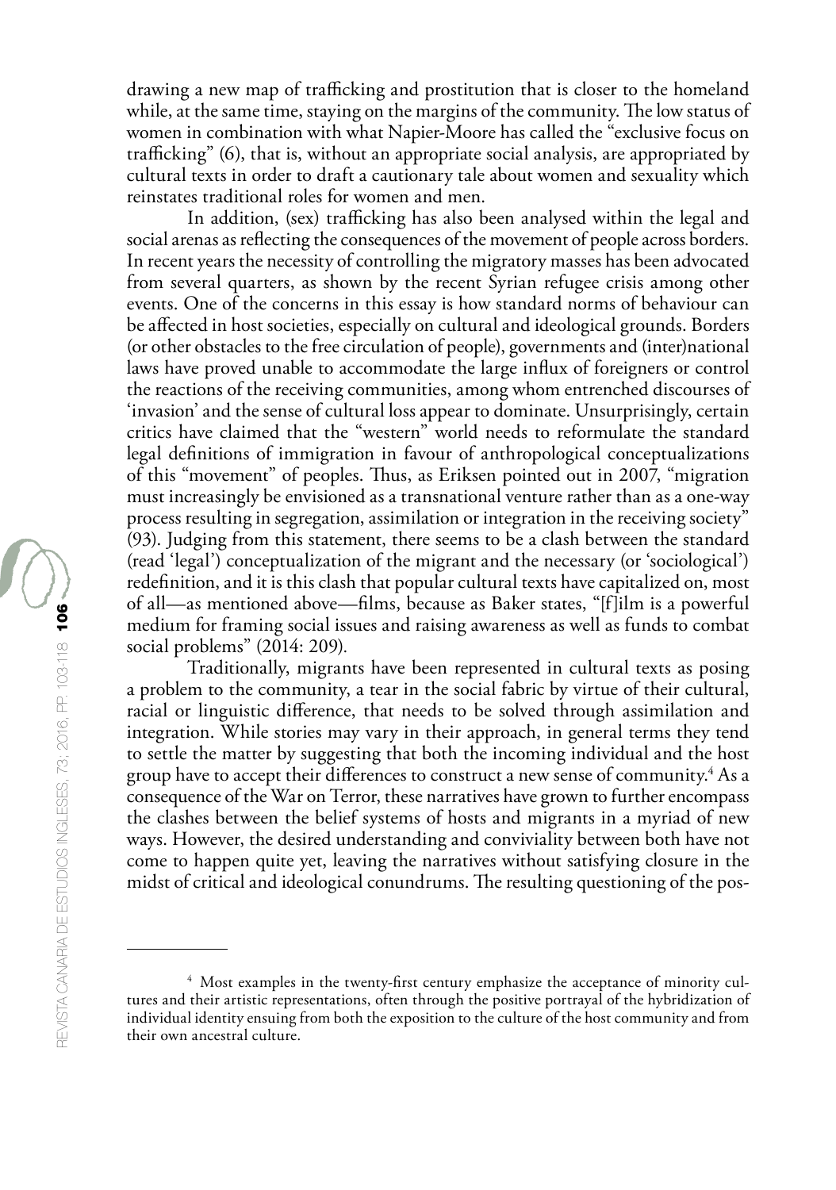drawing a new map of trafficking and prostitution that is closer to the homeland while, at the same time, staying on the margins of the community. The low status of women in combination with what Napier-Moore has called the "exclusive focus on trafficking" (6), that is, without an appropriate social analysis, are appropriated by cultural texts in order to draft a cautionary tale about women and sexuality which reinstates traditional roles for women and men.

In addition, (sex) trafficking has also been analysed within the legal and social arenas as reflecting the consequences of the movement of people across borders. In recent years the necessity of controlling the migratory masses has been advocated from several quarters, as shown by the recent Syrian refugee crisis among other events. One of the concerns in this essay is how standard norms of behaviour can be affected in host societies, especially on cultural and ideological grounds. Borders (or other obstacles to the free circulation of people), governments and (inter)national laws have proved unable to accommodate the large influx of foreigners or control the reactions of the receiving communities, among whom entrenched discourses of 'invasion' and the sense of cultural loss appear to dominate. Unsurprisingly, certain critics have claimed that the "western" world needs to reformulate the standard legal definitions of immigration in favour of anthropological conceptualizations of this "movement" of peoples. Thus, as Eriksen pointed out in 2007, "migration must increasingly be envisioned as a transnational venture rather than as a one-way process resulting in segregation, assimilation or integration in the receiving society" (93). Judging from this statement, there seems to be a clash between the standard (read 'legal') conceptualization of the migrant and the necessary (or 'sociological') redefinition, and it is this clash that popular cultural texts have capitalized on, most of all—as mentioned above—films, because as Baker states, "[f]ilm is a powerful medium for framing social issues and raising awareness as well as funds to combat social problems" (2014: 209).

Traditionally, migrants have been represented in cultural texts as posing a problem to the community, a tear in the social fabric by virtue of their cultural, racial or linguistic difference, that needs to be solved through assimilation and integration. While stories may vary in their approach, in general terms they tend to settle the matter by suggesting that both the incoming individual and the host group have to accept their differences to construct a new sense of community.[4] As a consequence of the War on Terror, these narratives have grown to further encompass the clashes between the belief systems of hosts and migrants in a myriad of new ways. However, the desired understanding and conviviality between both have not come to happen quite yet, leaving the narratives without satisfying closure in the midst of critical and ideological conundrums. The resulting questioning of the pos-

---

[4] Most examples in the twenty-first century emphasize the acceptance of minority cultures and their artistic representations, often through the positive portrayal of the hybridization of individual identity ensuing from both the exposition to the culture of the host community and from their own ancestral culture.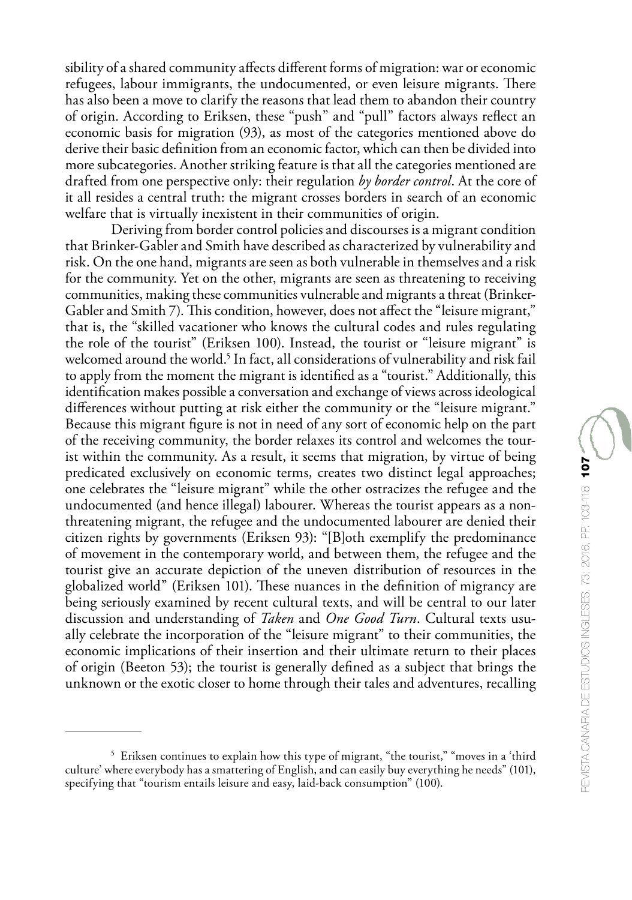sibility of a shared community affects different forms of migration: war or economic refugees, labour immigrants, the undocumented, or even leisure migrants. There has also been a move to clarify the reasons that lead them to abandon their country of origin. According to Eriksen, these "push" and "pull" factors always reflect an economic basis for migration (93), as most of the categories mentioned above do derive their basic definition from an economic factor, which can then be divided into more subcategories. Another striking feature is that all the categories mentioned are drafted from one perspective only: their regulation *by border control*. At the core of it all resides a central truth: the migrant crosses borders in search of an economic welfare that is virtually inexistent in their communities of origin.

Deriving from border control policies and discourses is a migrant condition that Brinker-Gabler and Smith have described as characterized by vulnerability and risk. On the one hand, migrants are seen as both vulnerable in themselves and a risk for the community. Yet on the other, migrants are seen as threatening to receiving communities, making these communities vulnerable and migrants a threat (Brinker-Gabler and Smith 7). This condition, however, does not affect the "leisure migrant," that is, the "skilled vacationer who knows the cultural codes and rules regulating the role of the tourist" (Eriksen 100). Instead, the tourist or "leisure migrant" is welcomed around the world.[5] In fact, all considerations of vulnerability and risk fail to apply from the moment the migrant is identified as a "tourist." Additionally, this identification makes possible a conversation and exchange of views across ideological differences without putting at risk either the community or the "leisure migrant." Because this migrant figure is not in need of any sort of economic help on the part of the receiving community, the border relaxes its control and welcomes the tourist within the community. As a result, it seems that migration, by virtue of being predicated exclusively on economic terms, creates two distinct legal approaches; one celebrates the "leisure migrant" while the other ostracizes the refugee and the undocumented (and hence illegal) labourer. Whereas the tourist appears as a non-threatening migrant, the refugee and the undocumented labourer are denied their citizen rights by governments (Eriksen 93): "[B]oth exemplify the predominance of movement in the contemporary world, and between them, the refugee and the tourist give an accurate depiction of the uneven distribution of resources in the globalized world" (Eriksen 101). These nuances in the definition of migrancy are being seriously examined by recent cultural texts, and will be central to our later discussion and understanding of *Taken* and *One Good Turn*. Cultural texts usually celebrate the incorporation of the "leisure migrant" to their communities, the economic implications of their insertion and their ultimate return to their places of origin (Beeton 53); the tourist is generally defined as a subject that brings the unknown or the exotic closer to home through their tales and adventures, recalling

---

[5] Eriksen continues to explain how this type of migrant, "the tourist," "moves in a 'third culture' where everybody has a smattering of English, and can easily buy everything he needs" (101), specifying that "tourism entails leisure and easy, laid-back consumption" (100).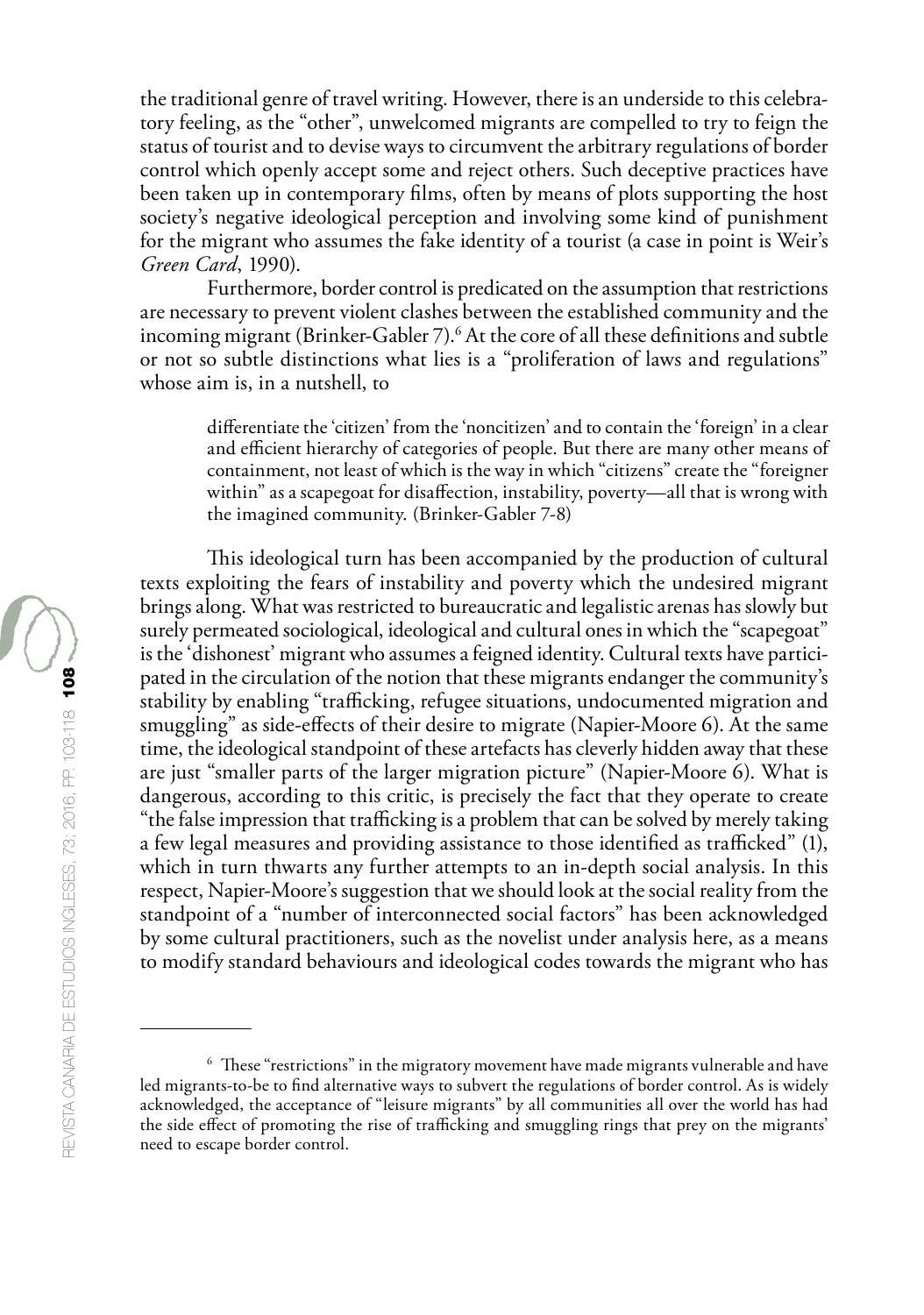the traditional genre of travel writing. However, there is an underside to this celebratory feeling, as the "other", unwelcomed migrants are compelled to try to feign the status of tourist and to devise ways to circumvent the arbitrary regulations of border control which openly accept some and reject others. Such deceptive practices have been taken up in contemporary films, often by means of plots supporting the host society's negative ideological perception and involving some kind of punishment for the migrant who assumes the fake identity of a tourist (a case in point is Weir's *Green Card*, 1990).

Furthermore, border control is predicated on the assumption that restrictions are necessary to prevent violent clashes between the established community and the incoming migrant (Brinker-Gabler 7).[6] At the core of all these definitions and subtle or not so subtle distinctions what lies is a "proliferation of laws and regulations" whose aim is, in a nutshell, to

> differentiate the 'citizen' from the 'noncitizen' and to contain the 'foreign' in a clear and efficient hierarchy of categories of people. But there are many other means of containment, not least of which is the way in which "citizens" create the "foreigner within" as a scapegoat for disaffection, instability, poverty—all that is wrong with the imagined community. (Brinker-Gabler 7-8)

This ideological turn has been accompanied by the production of cultural texts exploiting the fears of instability and poverty which the undesired migrant brings along. What was restricted to bureaucratic and legalistic arenas has slowly but surely permeated sociological, ideological and cultural ones in which the "scapegoat" is the 'dishonest' migrant who assumes a feigned identity. Cultural texts have participated in the circulation of the notion that these migrants endanger the community's stability by enabling "trafficking, refugee situations, undocumented migration and smuggling" as side-effects of their desire to migrate (Napier-Moore 6). At the same time, the ideological standpoint of these artefacts has cleverly hidden away that these are just "smaller parts of the larger migration picture" (Napier-Moore 6). What is dangerous, according to this critic, is precisely the fact that they operate to create "the false impression that trafficking is a problem that can be solved by merely taking a few legal measures and providing assistance to those identified as trafficked" (1), which in turn thwarts any further attempts to an in-depth social analysis. In this respect, Napier-Moore's suggestion that we should look at the social reality from the standpoint of a "number of interconnected social factors" has been acknowledged by some cultural practitioners, such as the novelist under analysis here, as a means to modify standard behaviours and ideological codes towards the migrant who has

---

[6] These "restrictions" in the migratory movement have made migrants vulnerable and have led migrants-to-be to find alternative ways to subvert the regulations of border control. As is widely acknowledged, the acceptance of "leisure migrants" by all communities all over the world has had the side effect of promoting the rise of trafficking and smuggling rings that prey on the migrants' need to escape border control.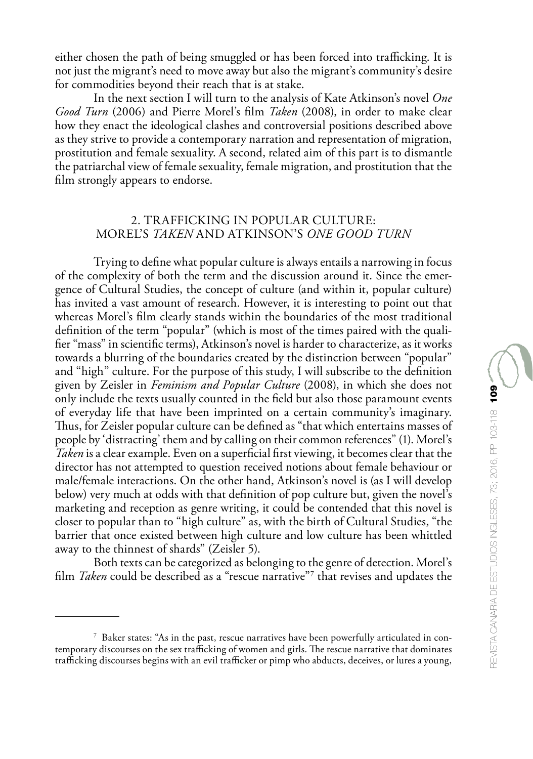either chosen the path of being smuggled or has been forced into trafficking. It is not just the migrant's need to move away but also the migrant's community's desire for commodities beyond their reach that is at stake.

In the next section I will turn to the analysis of Kate Atkinson's novel *One Good Turn* (2006) and Pierre Morel's film *Taken* (2008), in order to make clear how they enact the ideological clashes and controversial positions described above as they strive to provide a contemporary narration and representation of migration, prostitution and female sexuality. A second, related aim of this part is to dismantle the patriarchal view of female sexuality, female migration, and prostitution that the film strongly appears to endorse.

## 2. TRAFFICKING IN POPULAR CULTURE: MOREL'S *TAKEN* AND ATKINSON'S *ONE GOOD TURN*

Trying to define what popular culture is always entails a narrowing in focus of the complexity of both the term and the discussion around it. Since the emergence of Cultural Studies, the concept of culture (and within it, popular culture) has invited a vast amount of research. However, it is interesting to point out that whereas Morel's film clearly stands within the boundaries of the most traditional definition of the term "popular" (which is most of the times paired with the qualifier "mass" in scientific terms), Atkinson's novel is harder to characterize, as it works towards a blurring of the boundaries created by the distinction between "popular" and "high" culture. For the purpose of this study, I will subscribe to the definition given by Zeisler in *Feminism and Popular Culture* (2008), in which she does not only include the texts usually counted in the field but also those paramount events of everyday life that have been imprinted on a certain community's imaginary. Thus, for Zeisler popular culture can be defined as "that which entertains masses of people by 'distracting' them and by calling on their common references" (1). Morel's *Taken* is a clear example. Even on a superficial first viewing, it becomes clear that the director has not attempted to question received notions about female behaviour or male/female interactions. On the other hand, Atkinson's novel is (as I will develop below) very much at odds with that definition of pop culture but, given the novel's marketing and reception as genre writing, it could be contended that this novel is closer to popular than to "high culture" as, with the birth of Cultural Studies, "the barrier that once existed between high culture and low culture has been whittled away to the thinnest of shards" (Zeisler 5).

Both texts can be categorized as belonging to the genre of detection. Morel's film *Taken* could be described as a "rescue narrative"[7] that revises and updates the

---

[7] Baker states: "As in the past, rescue narratives have been powerfully articulated in contemporary discourses on the sex trafficking of women and girls. The rescue narrative that dominates trafficking discourses begins with an evil trafficker or pimp who abducts, deceives, or lures a young,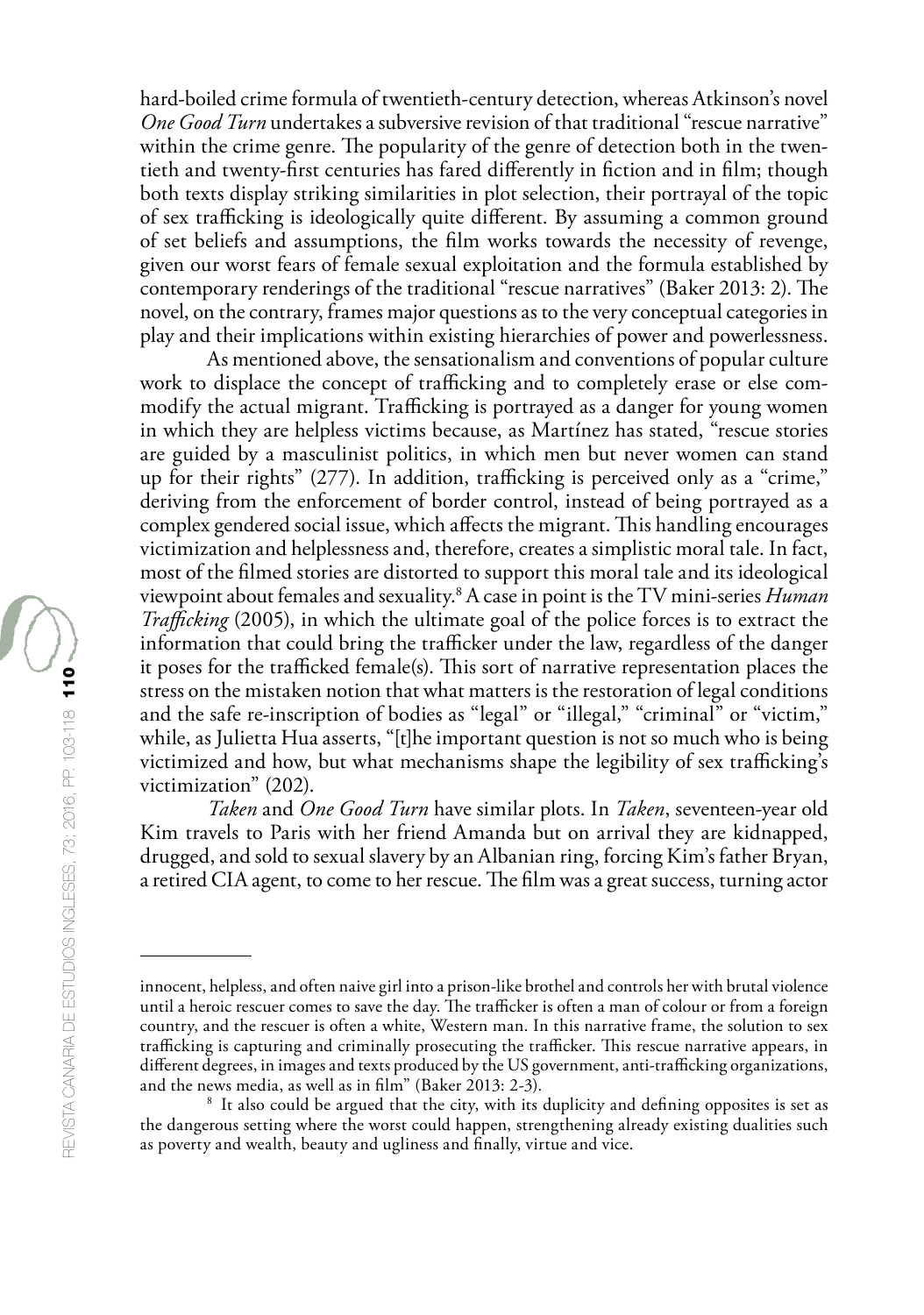hard-boiled crime formula of twentieth-century detection, whereas Atkinson's novel *One Good Turn* undertakes a subversive revision of that traditional "rescue narrative" within the crime genre. The popularity of the genre of detection both in the twentieth and twenty-first centuries has fared differently in fiction and in film; though both texts display striking similarities in plot selection, their portrayal of the topic of sex trafficking is ideologically quite different. By assuming a common ground of set beliefs and assumptions, the film works towards the necessity of revenge, given our worst fears of female sexual exploitation and the formula established by contemporary renderings of the traditional "rescue narratives" (Baker 2013: 2). The novel, on the contrary, frames major questions as to the very conceptual categories in play and their implications within existing hierarchies of power and powerlessness.

As mentioned above, the sensationalism and conventions of popular culture work to displace the concept of trafficking and to completely erase or else commodify the actual migrant. Trafficking is portrayed as a danger for young women in which they are helpless victims because, as Martínez has stated, "rescue stories are guided by a masculinist politics, in which men but never women can stand up for their rights" (277). In addition, trafficking is perceived only as a "crime," deriving from the enforcement of border control, instead of being portrayed as a complex gendered social issue, which affects the migrant. This handling encourages victimization and helplessness and, therefore, creates a simplistic moral tale. In fact, most of the filmed stories are distorted to support this moral tale and its ideological viewpoint about females and sexuality.[8] A case in point is the TV mini-series *Human Trafficking* (2005), in which the ultimate goal of the police forces is to extract the information that could bring the trafficker under the law, regardless of the danger it poses for the trafficked female(s). This sort of narrative representation places the stress on the mistaken notion that what matters is the restoration of legal conditions and the safe re-inscription of bodies as "legal" or "illegal," "criminal" or "victim," while, as Julietta Hua asserts, "[t]he important question is not so much who is being victimized and how, but what mechanisms shape the legibility of sex trafficking's victimization" (202).

*Taken* and *One Good Turn* have similar plots. In *Taken*, seventeen-year old Kim travels to Paris with her friend Amanda but on arrival they are kidnapped, drugged, and sold to sexual slavery by an Albanian ring, forcing Kim's father Bryan, a retired CIA agent, to come to her rescue. The film was a great success, turning actor

---

innocent, helpless, and often naive girl into a prison-like brothel and controls her with brutal violence until a heroic rescuer comes to save the day. The trafficker is often a man of colour or from a foreign country, and the rescuer is often a white, Western man. In this narrative frame, the solution to sex trafficking is capturing and criminally prosecuting the trafficker. This rescue narrative appears, in different degrees, in images and texts produced by the US government, anti-trafficking organizations, and the news media, as well as in film" (Baker 2013: 2-3).

[8] It also could be argued that the city, with its duplicity and defining opposites is set as the dangerous setting where the worst could happen, strengthening already existing dualities such as poverty and wealth, beauty and ugliness and finally, virtue and vice.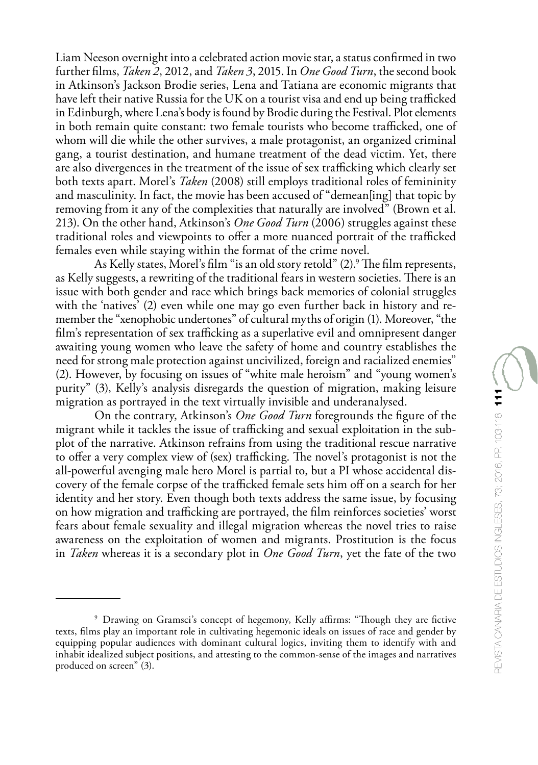Liam Neeson overnight into a celebrated action movie star, a status confirmed in two further films, *Taken 2*, 2012, and *Taken 3*, 2015. In *One Good Turn*, the second book in Atkinson's Jackson Brodie series, Lena and Tatiana are economic migrants that have left their native Russia for the UK on a tourist visa and end up being trafficked in Edinburgh, where Lena's body is found by Brodie during the Festival. Plot elements in both remain quite constant: two female tourists who become trafficked, one of whom will die while the other survives, a male protagonist, an organized criminal gang, a tourist destination, and humane treatment of the dead victim. Yet, there are also divergences in the treatment of the issue of sex trafficking which clearly set both texts apart. Morel's *Taken* (2008) still employs traditional roles of femininity and masculinity. In fact, the movie has been accused of "demean[ing] that topic by removing from it any of the complexities that naturally are involved" (Brown et al. 213). On the other hand, Atkinson's *One Good Turn* (2006) struggles against these traditional roles and viewpoints to offer a more nuanced portrait of the trafficked females even while staying within the format of the crime novel.

As Kelly states, Morel's film "is an old story retold" (2).[9] The film represents, as Kelly suggests, a rewriting of the traditional fears in western societies. There is an issue with both gender and race which brings back memories of colonial struggles with the 'natives' (2) even while one may go even further back in history and remember the "xenophobic undertones" of cultural myths of origin (1). Moreover, "the film's representation of sex trafficking as a superlative evil and omnipresent danger awaiting young women who leave the safety of home and country establishes the need for strong male protection against uncivilized, foreign and racialized enemies" (2). However, by focusing on issues of "white male heroism" and "young women's purity" (3), Kelly's analysis disregards the question of migration, making leisure migration as portrayed in the text virtually invisible and underanalysed.

On the contrary, Atkinson's *One Good Turn* foregrounds the figure of the migrant while it tackles the issue of trafficking and sexual exploitation in the subplot of the narrative. Atkinson refrains from using the traditional rescue narrative to offer a very complex view of (sex) trafficking. The novel's protagonist is not the all-powerful avenging male hero Morel is partial to, but a PI whose accidental discovery of the female corpse of the trafficked female sets him off on a search for her identity and her story. Even though both texts address the same issue, by focusing on how migration and trafficking are portrayed, the film reinforces societies' worst fears about female sexuality and illegal migration whereas the novel tries to raise awareness on the exploitation of women and migrants. Prostitution is the focus in *Taken* whereas it is a secondary plot in *One Good Turn*, yet the fate of the two

---

[9] Drawing on Gramsci's concept of hegemony, Kelly affirms: "Though they are fictive texts, films play an important role in cultivating hegemonic ideals on issues of race and gender by equipping popular audiences with dominant cultural logics, inviting them to identify with and inhabit idealized subject positions, and attesting to the common-sense of the images and narratives produced on screen" (3).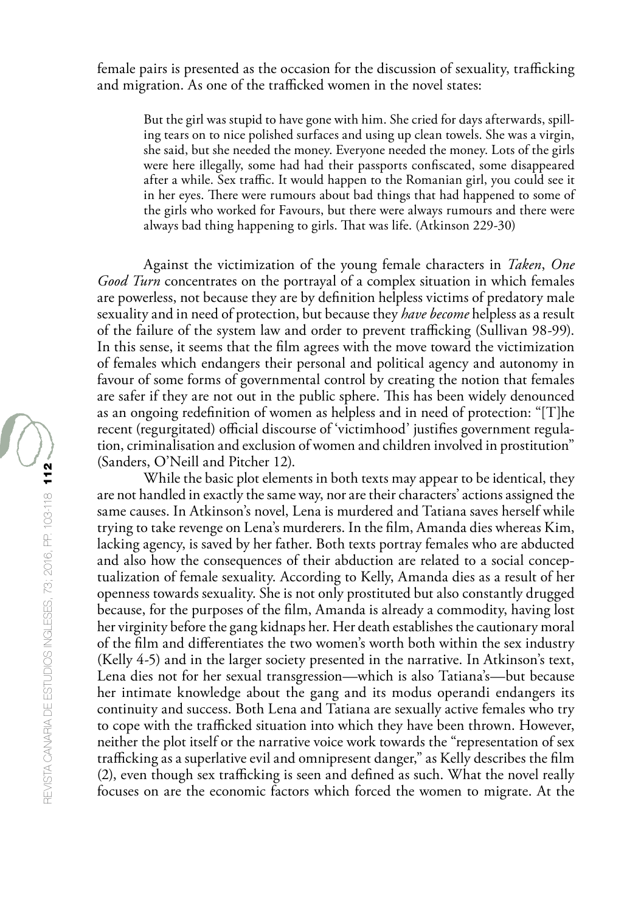female pairs is presented as the occasion for the discussion of sexuality, trafficking and migration. As one of the trafficked women in the novel states:

> But the girl was stupid to have gone with him. She cried for days afterwards, spilling tears on to nice polished surfaces and using up clean towels. She was a virgin, she said, but she needed the money. Everyone needed the money. Lots of the girls were here illegally, some had had their passports confiscated, some disappeared after a while. Sex traffic. It would happen to the Romanian girl, you could see it in her eyes. There were rumours about bad things that had happened to some of the girls who worked for Favours, but there were always rumours and there were always bad thing happening to girls. That was life. (Atkinson 229-30)

Against the victimization of the young female characters in *Taken*, *One Good Turn* concentrates on the portrayal of a complex situation in which females are powerless, not because they are by definition helpless victims of predatory male sexuality and in need of protection, but because they *have become* helpless as a result of the failure of the system law and order to prevent trafficking (Sullivan 98-99). In this sense, it seems that the film agrees with the move toward the victimization of females which endangers their personal and political agency and autonomy in favour of some forms of governmental control by creating the notion that females are safer if they are not out in the public sphere. This has been widely denounced as an ongoing redefinition of women as helpless and in need of protection: "[T]he recent (regurgitated) official discourse of 'victimhood' justifies government regulation, criminalisation and exclusion of women and children involved in prostitution" (Sanders, O'Neill and Pitcher 12).

While the basic plot elements in both texts may appear to be identical, they are not handled in exactly the same way, nor are their characters' actions assigned the same causes. In Atkinson's novel, Lena is murdered and Tatiana saves herself while trying to take revenge on Lena's murderers. In the film, Amanda dies whereas Kim, lacking agency, is saved by her father. Both texts portray females who are abducted and also how the consequences of their abduction are related to a social conceptualization of female sexuality. According to Kelly, Amanda dies as a result of her openness towards sexuality. She is not only prostituted but also constantly drugged because, for the purposes of the film, Amanda is already a commodity, having lost her virginity before the gang kidnaps her. Her death establishes the cautionary moral of the film and differentiates the two women's worth both within the sex industry (Kelly 4-5) and in the larger society presented in the narrative. In Atkinson's text, Lena dies not for her sexual transgression—which is also Tatiana's—but because her intimate knowledge about the gang and its modus operandi endangers its continuity and success. Both Lena and Tatiana are sexually active females who try to cope with the trafficked situation into which they have been thrown. However, neither the plot itself or the narrative voice work towards the "representation of sex trafficking as a superlative evil and omnipresent danger," as Kelly describes the film (2), even though sex trafficking is seen and defined as such. What the novel really focuses on are the economic factors which forced the women to migrate. At the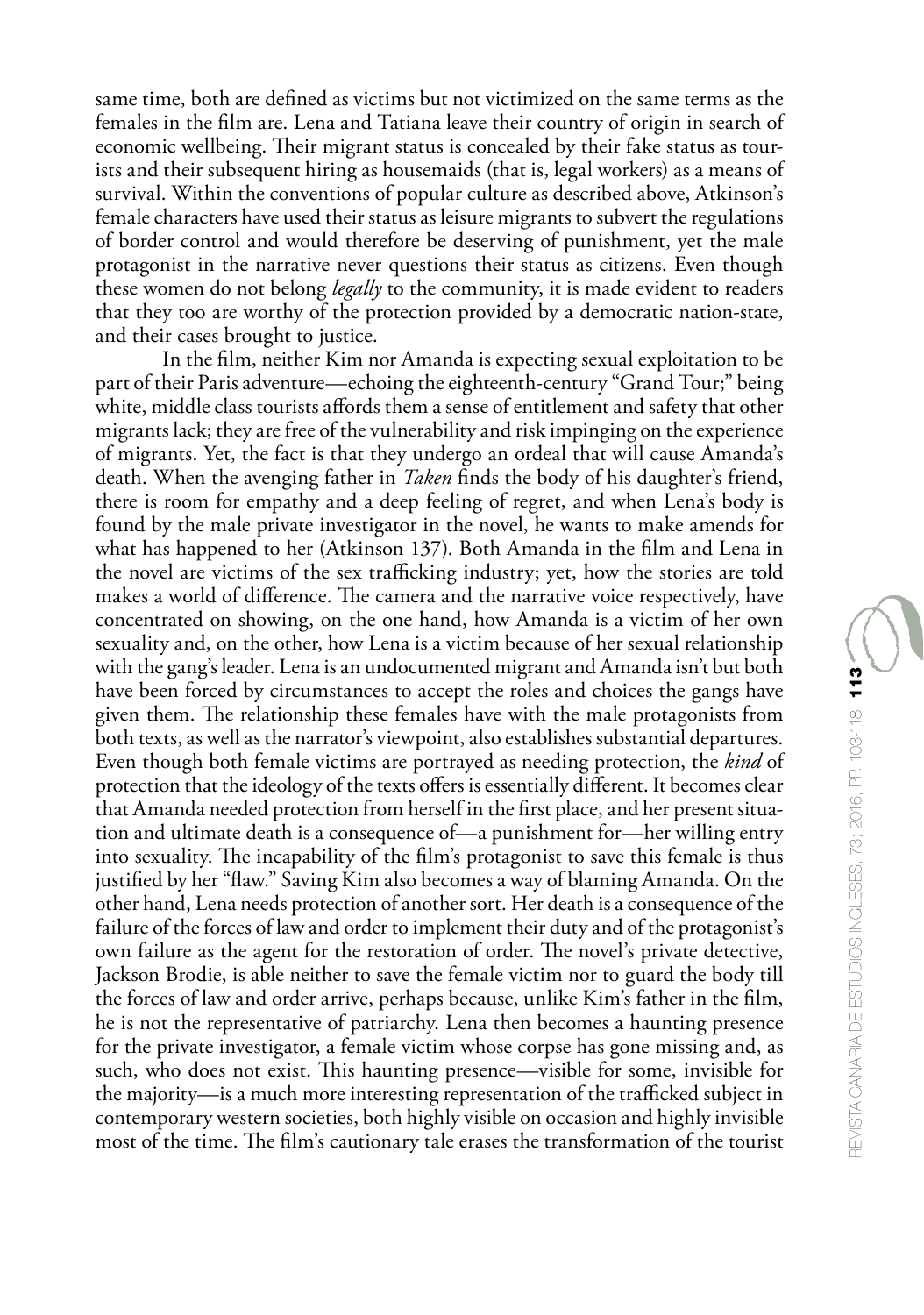same time, both are defined as victims but not victimized on the same terms as the females in the film are. Lena and Tatiana leave their country of origin in search of economic wellbeing. Their migrant status is concealed by their fake status as tourists and their subsequent hiring as housemaids (that is, legal workers) as a means of survival. Within the conventions of popular culture as described above, Atkinson's female characters have used their status as leisure migrants to subvert the regulations of border control and would therefore be deserving of punishment, yet the male protagonist in the narrative never questions their status as citizens. Even though these women do not belong *legally* to the community, it is made evident to readers that they too are worthy of the protection provided by a democratic nation-state, and their cases brought to justice.

In the film, neither Kim nor Amanda is expecting sexual exploitation to be part of their Paris adventure—echoing the eighteenth-century "Grand Tour;" being white, middle class tourists affords them a sense of entitlement and safety that other migrants lack; they are free of the vulnerability and risk impinging on the experience of migrants. Yet, the fact is that they undergo an ordeal that will cause Amanda's death. When the avenging father in *Taken* finds the body of his daughter's friend, there is room for empathy and a deep feeling of regret, and when Lena's body is found by the male private investigator in the novel, he wants to make amends for what has happened to her (Atkinson 137). Both Amanda in the film and Lena in the novel are victims of the sex trafficking industry; yet, how the stories are told makes a world of difference. The camera and the narrative voice respectively, have concentrated on showing, on the one hand, how Amanda is a victim of her own sexuality and, on the other, how Lena is a victim because of her sexual relationship with the gang's leader. Lena is an undocumented migrant and Amanda isn't but both have been forced by circumstances to accept the roles and choices the gangs have given them. The relationship these females have with the male protagonists from both texts, as well as the narrator's viewpoint, also establishes substantial departures. Even though both female victims are portrayed as needing protection, the *kind* of protection that the ideology of the texts offers is essentially different. It becomes clear that Amanda needed protection from herself in the first place, and her present situation and ultimate death is a consequence of—a punishment for—her willing entry into sexuality. The incapability of the film's protagonist to save this female is thus justified by her "flaw." Saving Kim also becomes a way of blaming Amanda. On the other hand, Lena needs protection of another sort. Her death is a consequence of the failure of the forces of law and order to implement their duty and of the protagonist's own failure as the agent for the restoration of order. The novel's private detective, Jackson Brodie, is able neither to save the female victim nor to guard the body till the forces of law and order arrive, perhaps because, unlike Kim's father in the film, he is not the representative of patriarchy. Lena then becomes a haunting presence for the private investigator, a female victim whose corpse has gone missing and, as such, who does not exist. This haunting presence—visible for some, invisible for the majority—is a much more interesting representation of the trafficked subject in contemporary western societies, both highly visible on occasion and highly invisible most of the time. The film's cautionary tale erases the transformation of the tourist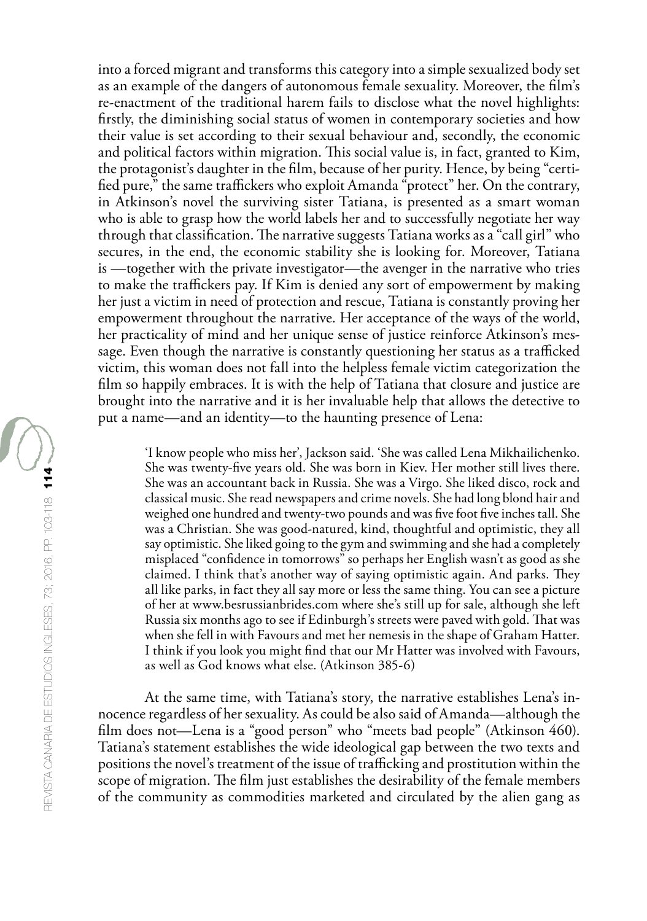into a forced migrant and transforms this category into a simple sexualized body set as an example of the dangers of autonomous female sexuality. Moreover, the film's re-enactment of the traditional harem fails to disclose what the novel highlights: firstly, the diminishing social status of women in contemporary societies and how their value is set according to their sexual behaviour and, secondly, the economic and political factors within migration. This social value is, in fact, granted to Kim, the protagonist's daughter in the film, because of her purity. Hence, by being "certified pure," the same traffickers who exploit Amanda "protect" her. On the contrary, in Atkinson's novel the surviving sister Tatiana, is presented as a smart woman who is able to grasp how the world labels her and to successfully negotiate her way through that classification. The narrative suggests Tatiana works as a "call girl" who secures, in the end, the economic stability she is looking for. Moreover, Tatiana is —together with the private investigator—the avenger in the narrative who tries to make the traffickers pay. If Kim is denied any sort of empowerment by making her just a victim in need of protection and rescue, Tatiana is constantly proving her empowerment throughout the narrative. Her acceptance of the ways of the world, her practicality of mind and her unique sense of justice reinforce Atkinson's message. Even though the narrative is constantly questioning her status as a trafficked victim, this woman does not fall into the helpless female victim categorization the film so happily embraces. It is with the help of Tatiana that closure and justice are brought into the narrative and it is her invaluable help that allows the detective to put a name—and an identity—to the haunting presence of Lena:

> 'I know people who miss her', Jackson said. 'She was called Lena Mikhailichenko. She was twenty-five years old. She was born in Kiev. Her mother still lives there. She was an accountant back in Russia. She was a Virgo. She liked disco, rock and classical music. She read newspapers and crime novels. She had long blond hair and weighed one hundred and twenty-two pounds and was five foot five inches tall. She was a Christian. She was good-natured, kind, thoughtful and optimistic, they all say optimistic. She liked going to the gym and swimming and she had a completely misplaced "confidence in tomorrows" so perhaps her English wasn't as good as she claimed. I think that's another way of saying optimistic again. And parks. They all like parks, in fact they all say more or less the same thing. You can see a picture of her at www.besrussianbrides.com where she's still up for sale, although she left Russia six months ago to see if Edinburgh's streets were paved with gold. That was when she fell in with Favours and met her nemesis in the shape of Graham Hatter. I think if you look you might find that our Mr Hatter was involved with Favours, as well as God knows what else. (Atkinson 385-6)

At the same time, with Tatiana's story, the narrative establishes Lena's innocence regardless of her sexuality. As could be also said of Amanda—although the film does not—Lena is a "good person" who "meets bad people" (Atkinson 460). Tatiana's statement establishes the wide ideological gap between the two texts and positions the novel's treatment of the issue of trafficking and prostitution within the scope of migration. The film just establishes the desirability of the female members of the community as commodities marketed and circulated by the alien gang as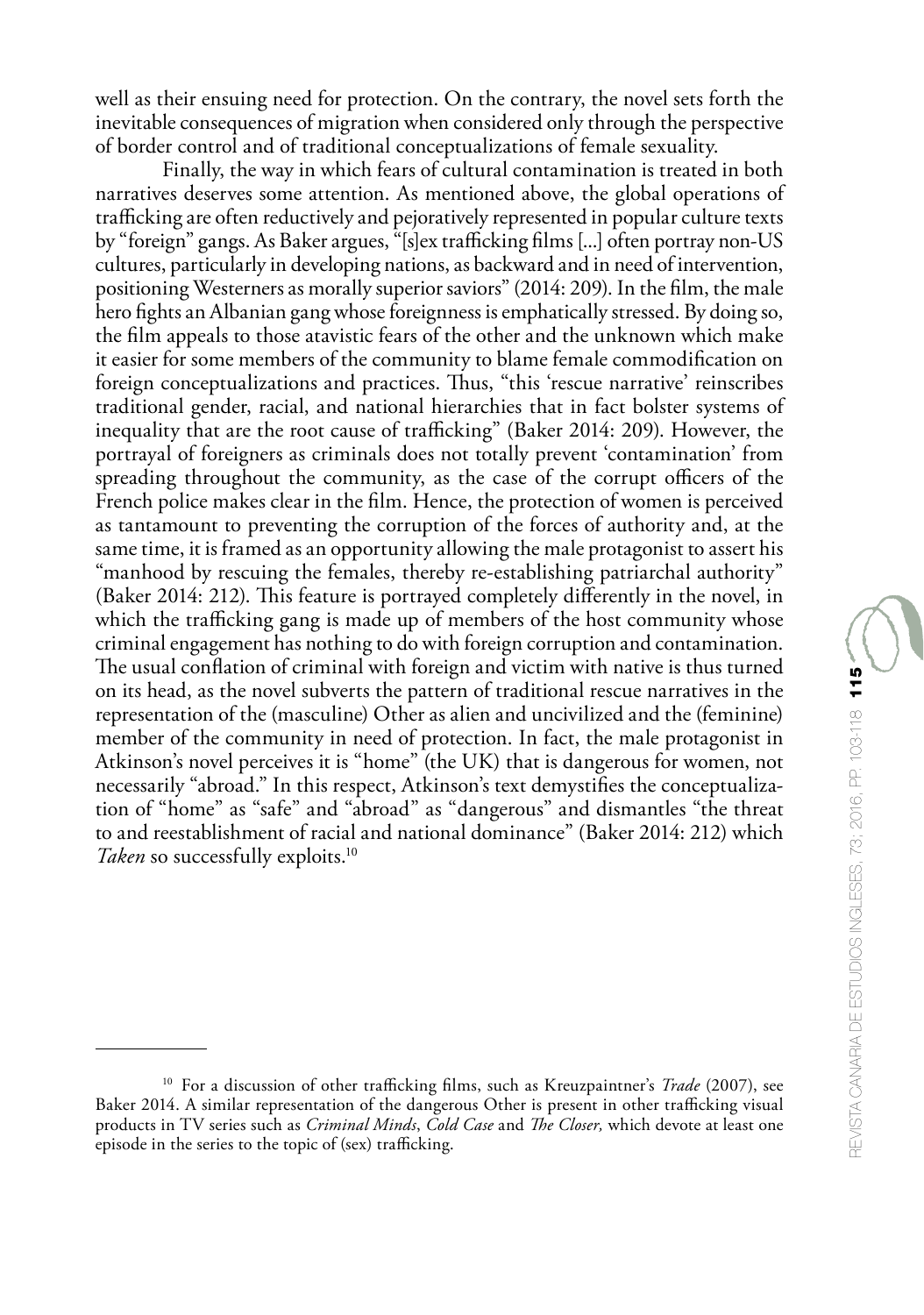well as their ensuing need for protection. On the contrary, the novel sets forth the inevitable consequences of migration when considered only through the perspective of border control and of traditional conceptualizations of female sexuality.

Finally, the way in which fears of cultural contamination is treated in both narratives deserves some attention. As mentioned above, the global operations of trafficking are often reductively and pejoratively represented in popular culture texts by "foreign" gangs. As Baker argues, "[s]ex trafficking films [...] often portray non-US cultures, particularly in developing nations, as backward and in need of intervention, positioning Westerners as morally superior saviors" (2014: 209). In the film, the male hero fights an Albanian gang whose foreignness is emphatically stressed. By doing so, the film appeals to those atavistic fears of the other and the unknown which make it easier for some members of the community to blame female commodification on foreign conceptualizations and practices. Thus, "this 'rescue narrative' reinscribes traditional gender, racial, and national hierarchies that in fact bolster systems of inequality that are the root cause of trafficking" (Baker 2014: 209). However, the portrayal of foreigners as criminals does not totally prevent 'contamination' from spreading throughout the community, as the case of the corrupt officers of the French police makes clear in the film. Hence, the protection of women is perceived as tantamount to preventing the corruption of the forces of authority and, at the same time, it is framed as an opportunity allowing the male protagonist to assert his "manhood by rescuing the females, thereby re-establishing patriarchal authority" (Baker 2014: 212). This feature is portrayed completely differently in the novel, in which the trafficking gang is made up of members of the host community whose criminal engagement has nothing to do with foreign corruption and contamination. The usual conflation of criminal with foreign and victim with native is thus turned on its head, as the novel subverts the pattern of traditional rescue narratives in the representation of the (masculine) Other as alien and uncivilized and the (feminine) member of the community in need of protection. In fact, the male protagonist in Atkinson's novel perceives it is "home" (the UK) that is dangerous for women, not necessarily "abroad." In this respect, Atkinson's text demystifies the conceptualization of "home" as "safe" and "abroad" as "dangerous" and dismantles "the threat to and reestablishment of racial and national dominance" (Baker 2014: 212) which *Taken* so successfully exploits.[10]

---

[10] For a discussion of other trafficking films, such as Kreuzpaintner's *Trade* (2007), see Baker 2014. A similar representation of the dangerous Other is present in other trafficking visual products in TV series such as *Criminal Minds*, *Cold Case* and *The Closer,* which devote at least one episode in the series to the topic of (sex) trafficking.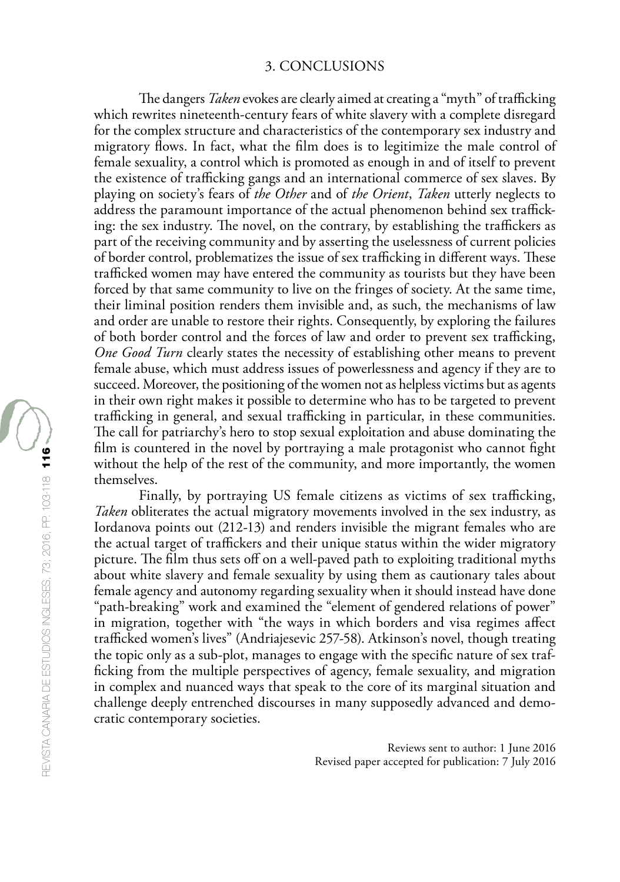## 3. CONCLUSIONS

The dangers *Taken* evokes are clearly aimed at creating a "myth" of trafficking which rewrites nineteenth-century fears of white slavery with a complete disregard for the complex structure and characteristics of the contemporary sex industry and migratory flows. In fact, what the film does is to legitimize the male control of female sexuality, a control which is promoted as enough in and of itself to prevent the existence of trafficking gangs and an international commerce of sex slaves. By playing on society's fears of *the Other* and of *the Orient*, *Taken* utterly neglects to address the paramount importance of the actual phenomenon behind sex trafficking: the sex industry. The novel, on the contrary, by establishing the traffickers as part of the receiving community and by asserting the uselessness of current policies of border control, problematizes the issue of sex trafficking in different ways. These trafficked women may have entered the community as tourists but they have been forced by that same community to live on the fringes of society. At the same time, their liminal position renders them invisible and, as such, the mechanisms of law and order are unable to restore their rights. Consequently, by exploring the failures of both border control and the forces of law and order to prevent sex trafficking, *One Good Turn* clearly states the necessity of establishing other means to prevent female abuse, which must address issues of powerlessness and agency if they are to succeed. Moreover, the positioning of the women not as helpless victims but as agents in their own right makes it possible to determine who has to be targeted to prevent trafficking in general, and sexual trafficking in particular, in these communities. The call for patriarchy's hero to stop sexual exploitation and abuse dominating the film is countered in the novel by portraying a male protagonist who cannot fight without the help of the rest of the community, and more importantly, the women themselves.

Finally, by portraying US female citizens as victims of sex trafficking, *Taken* obliterates the actual migratory movements involved in the sex industry, as Iordanova points out (212-13) and renders invisible the migrant females who are the actual target of traffickers and their unique status within the wider migratory picture. The film thus sets off on a well-paved path to exploiting traditional myths about white slavery and female sexuality by using them as cautionary tales about female agency and autonomy regarding sexuality when it should instead have done "path-breaking" work and examined the "element of gendered relations of power" in migration, together with "the ways in which borders and visa regimes affect trafficked women's lives" (Andriajesevic 257-58). Atkinson's novel, though treating the topic only as a sub-plot, manages to engage with the specific nature of sex trafficking from the multiple perspectives of agency, female sexuality, and migration in complex and nuanced ways that speak to the core of its marginal situation and challenge deeply entrenched discourses in many supposedly advanced and democratic contemporary societies.

Reviews sent to author: 1 June 2016
Revised paper accepted for publication: 7 July 2016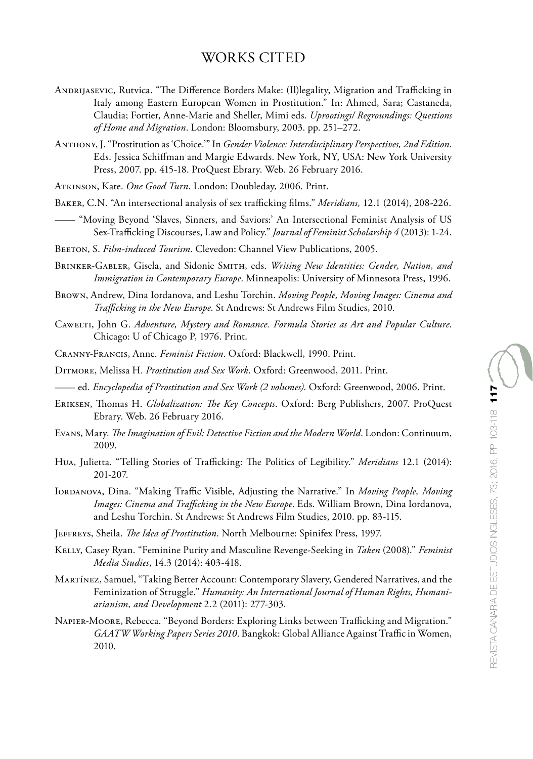# WORKS CITED

Andrijasevic, Rutvica. "The Difference Borders Make: (Il)legality, Migration and Trafficking in Italy among Eastern European Women in Prostitution." In: Ahmed, Sara; Castaneda, Claudia; Fortier, Anne-Marie and Sheller, Mimi eds. *Uprootings/ Regroundings: Questions of Home and Migration*. London: Bloomsbury, 2003. pp. 251–272.

Anthony, J. "Prostitution as 'Choice.'" In *Gender Violence: Interdisciplinary Perspectives, 2nd Edition*. Eds. Jessica Schiffman and Margie Edwards. New York, NY, USA: New York University Press, 2007. pp. 415-18. ProQuest Ebrary. Web. 26 February 2016.

Atkinson, Kate. *One Good Turn*. London: Doubleday, 2006. Print.

Baker, C.N. "An intersectional analysis of sex trafficking films." *Meridians,* 12.1 (2014), 208-226.

—— "Moving Beyond 'Slaves, Sinners, and Saviors:' An Intersectional Feminist Analysis of US Sex-Trafficking Discourses, Law and Policy." *Journal of Feminist Scholarship 4* (2013): 1-24.

Beeton, S. *Film-induced Tourism*. Clevedon: Channel View Publications, 2005.

Brinker-Gabler, Gisela, and Sidonie Smith, eds. *Writing New Identities: Gender, Nation, and Immigration in Contemporary Europe*. Minneapolis: University of Minnesota Press, 1996.

Brown, Andrew, Dina Iordanova, and Leshu Torchin. *Moving People, Moving Images: Cinema and Trafficking in the New Europe*. St Andrews: St Andrews Film Studies, 2010.

Cawelti, John G. *Adventure, Mystery and Romance. Formula Stories as Art and Popular Culture*. Chicago: U of Chicago P, 1976. Print.

Cranny-Francis, Anne. *Feminist Fiction*. Oxford: Blackwell, 1990. Print.

Ditmore, Melissa H. *Prostitution and Sex Work*. Oxford: Greenwood, 2011. Print.

—— ed. *Encyclopedia of Prostitution and Sex Work (2 volumes)*. Oxford: Greenwood, 2006. Print.

Eriksen, Thomas H. *Globalization: The Key Concepts*. Oxford: Berg Publishers, 2007. ProQuest Ebrary. Web. 26 February 2016.

Evans, Mary. *The Imagination of Evil: Detective Fiction and the Modern World*. London: Continuum, 2009.

Hua, Julietta. "Telling Stories of Trafficking: The Politics of Legibility." *Meridians* 12.1 (2014): 201-207.

Iordanova, Dina. "Making Traffic Visible, Adjusting the Narrative." In *Moving People, Moving Images: Cinema and Trafficking in the New Europe*. Eds. William Brown, Dina Iordanova, and Leshu Torchin. St Andrews: St Andrews Film Studies, 2010. pp. 83-115.

Jeffreys, Sheila. *The Idea of Prostitution*. North Melbourne: Spinifex Press, 1997.

Kelly, Casey Ryan. "Feminine Purity and Masculine Revenge-Seeking in *Taken* (2008)." *Feminist Media Studies*, 14.3 (2014): 403-418.

Martínez, Samuel, "Taking Better Account: Contemporary Slavery, Gendered Narratives, and the Feminization of Struggle." *Humanity: An International Journal of Human Rights, Humaniarianism, and Development* 2.2 (2011): 277-303.

Napier-Moore, Rebecca. "Beyond Borders: Exploring Links between Trafficking and Migration." *GAATW Working Papers Series 2010*. Bangkok: Global Alliance Against Traffic in Women, 2010.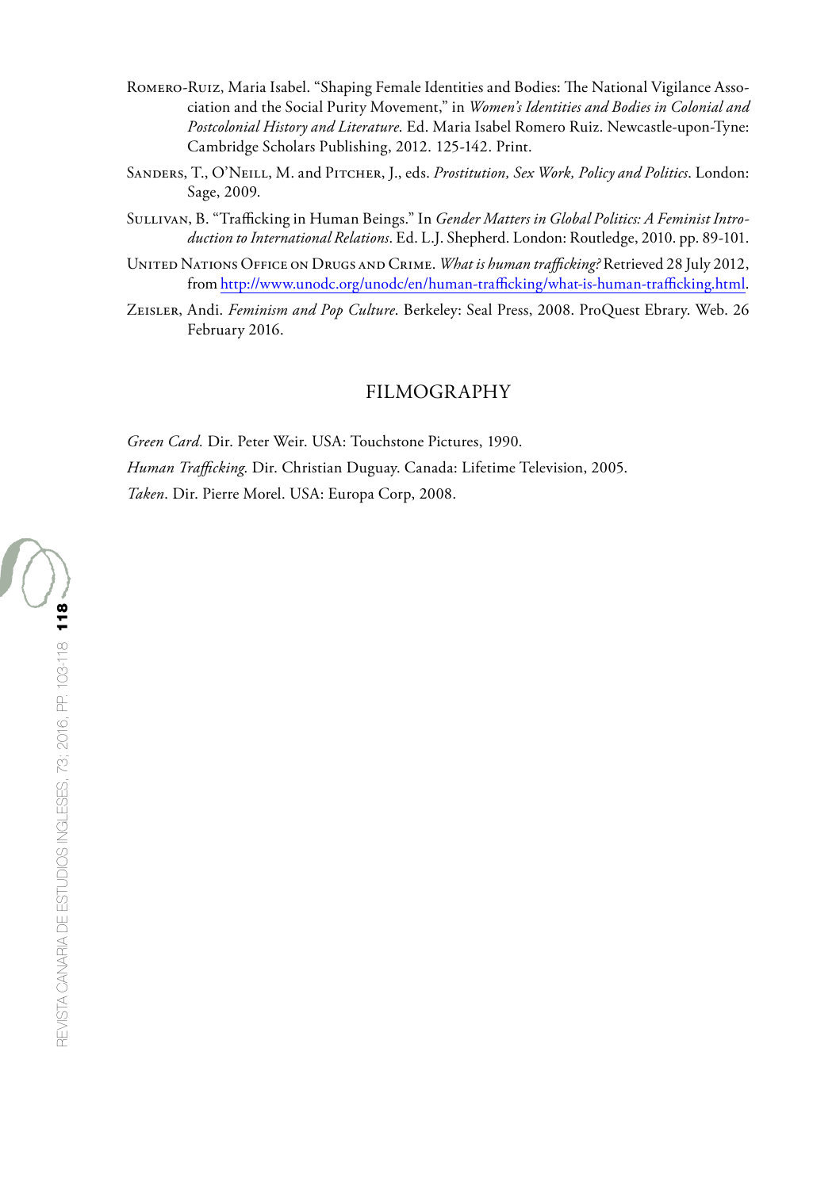Romero-Ruiz, Maria Isabel. "Shaping Female Identities and Bodies: The National Vigilance Association and the Social Purity Movement," in *Women's Identities and Bodies in Colonial and Postcolonial History and Literature*. Ed. Maria Isabel Romero Ruiz. Newcastle-upon-Tyne: Cambridge Scholars Publishing, 2012. 125-142. Print.

Sanders, T., O'Neill, M. and Pitcher, J., eds. *Prostitution, Sex Work, Policy and Politics*. London: Sage, 2009.

Sullivan, B. "Trafficking in Human Beings." In *Gender Matters in Global Politics: A Feminist Introduction to International Relations*. Ed. L.J. Shepherd. London: Routledge, 2010. pp. 89-101.

United Nations Office on Drugs and Crime. *What is human trafficking?* Retrieved 28 July 2012, from http://www.unodc.org/unodc/en/human-trafficking/what-is-human-trafficking.html.

Zeisler, Andi. *Feminism and Pop Culture*. Berkeley: Seal Press, 2008. ProQuest Ebrary. Web. 26 February 2016.

## FILMOGRAPHY

*Green Card.* Dir. Peter Weir. USA: Touchstone Pictures, 1990.

*Human Trafficking*. Dir. Christian Duguay. Canada: Lifetime Television, 2005.

*Taken*. Dir. Pierre Morel. USA: Europa Corp, 2008.